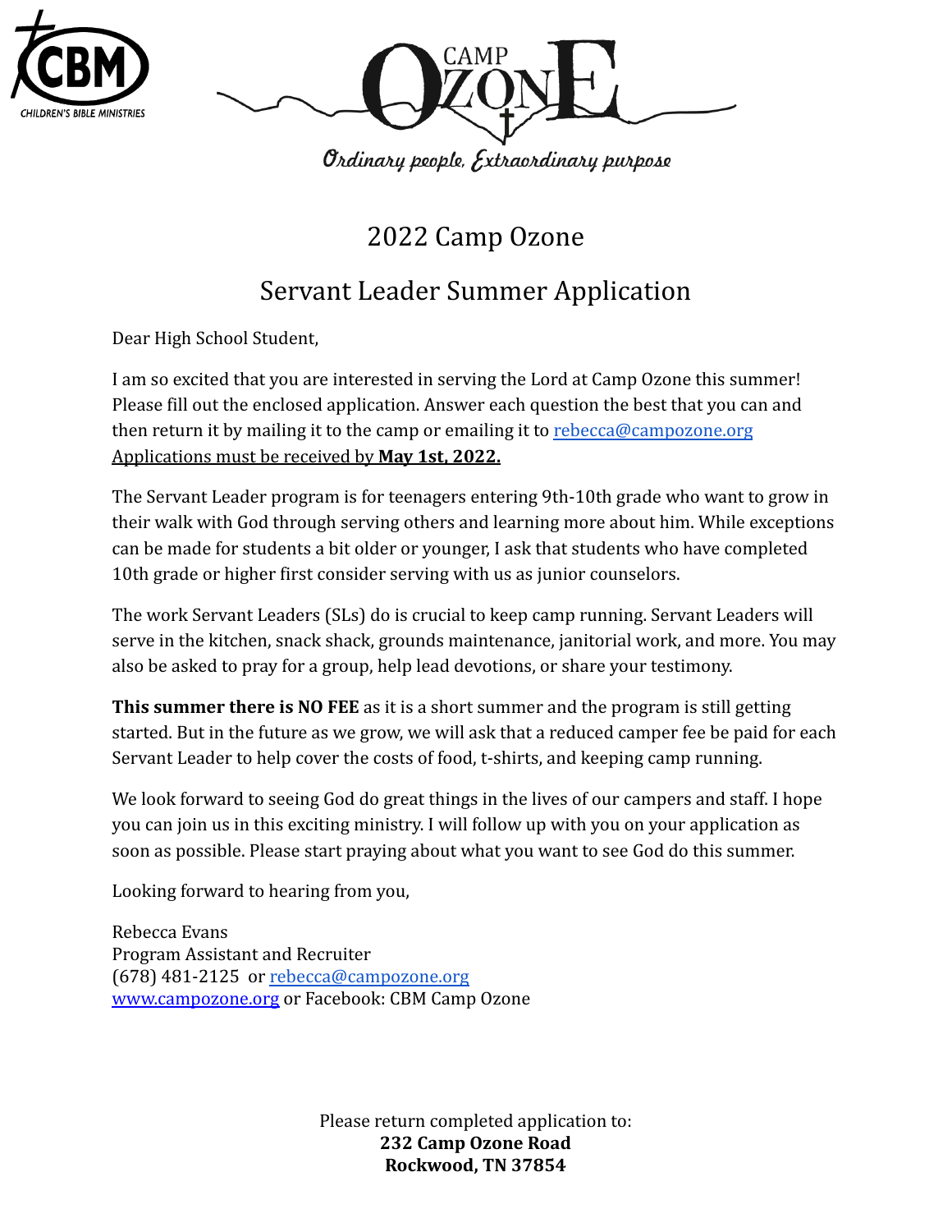CBM

CHILDREN'S BIBLE MINISTRIES

CAMP OZONE

*Ordinary people, Extraordinary purpose*

# 2022 Camp Ozone

# Servant Leader Summer Application

Dear High School Student,

I am so excited that you are interested in serving the Lord at Camp Ozone this summer! Please fill out the enclosed application. Answer each question the best that you can and then return it by mailing it to the camp or emailing it to rebecca@campozone.org Applications must be received by **May 1st, 2022.**

The Servant Leader program is for teenagers entering 9th-10th grade who want to grow in their walk with God through serving others and learning more about him. While exceptions can be made for students a bit older or younger, I ask that students who have completed 10th grade or higher first consider serving with us as junior counselors.

The work Servant Leaders (SLs) do is crucial to keep camp running. Servant Leaders will serve in the kitchen, snack shack, grounds maintenance, janitorial work, and more. You may also be asked to pray for a group, help lead devotions, or share your testimony.

**This summer there is NO FEE** as it is a short summer and the program is still getting started. But in the future as we grow, we will ask that a reduced camper fee be paid for each Servant Leader to help cover the costs of food, t-shirts, and keeping camp running.

We look forward to seeing God do great things in the lives of our campers and staff. I hope you can join us in this exciting ministry. I will follow up with you on your application as soon as possible. Please start praying about what you want to see God do this summer.

Looking forward to hearing from you,

Rebecca Evans
Program Assistant and Recruiter
(678) 481-2125 or rebecca@campozone.org
www.campozone.org or Facebook: CBM Camp Ozone

Please return completed application to:
**232 Camp Ozone Road**
**Rockwood, TN 37854**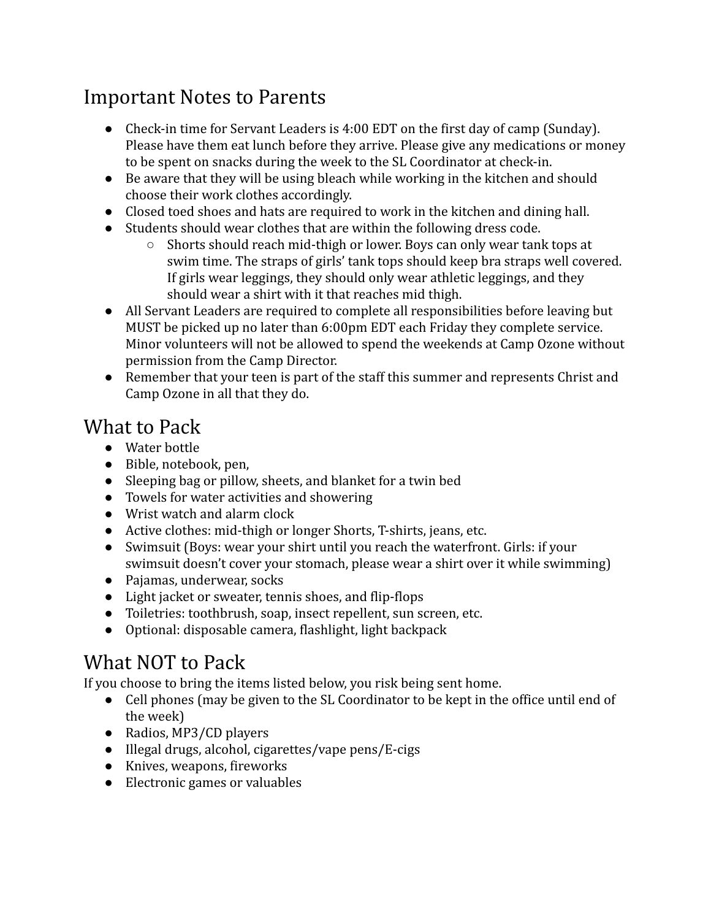## Important Notes to Parents

- Check-in time for Servant Leaders is 4:00 EDT on the first day of camp (Sunday). Please have them eat lunch before they arrive. Please give any medications or money to be spent on snacks during the week to the SL Coordinator at check-in.
- Be aware that they will be using bleach while working in the kitchen and should choose their work clothes accordingly.
- Closed toed shoes and hats are required to work in the kitchen and dining hall.
- Students should wear clothes that are within the following dress code.
  - Shorts should reach mid-thigh or lower. Boys can only wear tank tops at swim time. The straps of girls' tank tops should keep bra straps well covered. If girls wear leggings, they should only wear athletic leggings, and they should wear a shirt with it that reaches mid thigh.
- All Servant Leaders are required to complete all responsibilities before leaving but MUST be picked up no later than 6:00pm EDT each Friday they complete service. Minor volunteers will not be allowed to spend the weekends at Camp Ozone without permission from the Camp Director.
- Remember that your teen is part of the staff this summer and represents Christ and Camp Ozone in all that they do.

## What to Pack

- Water bottle
- Bible, notebook, pen,
- Sleeping bag or pillow, sheets, and blanket for a twin bed
- Towels for water activities and showering
- Wrist watch and alarm clock
- Active clothes: mid-thigh or longer Shorts, T-shirts, jeans, etc.
- Swimsuit (Boys: wear your shirt until you reach the waterfront. Girls: if your swimsuit doesn't cover your stomach, please wear a shirt over it while swimming)
- Pajamas, underwear, socks
- Light jacket or sweater, tennis shoes, and flip-flops
- Toiletries: toothbrush, soap, insect repellent, sun screen, etc.
- Optional: disposable camera, flashlight, light backpack

## What NOT to Pack

If you choose to bring the items listed below, you risk being sent home.

- Cell phones (may be given to the SL Coordinator to be kept in the office until end of the week)
- Radios, MP3/CD players
- Illegal drugs, alcohol, cigarettes/vape pens/E-cigs
- Knives, weapons, fireworks
- Electronic games or valuables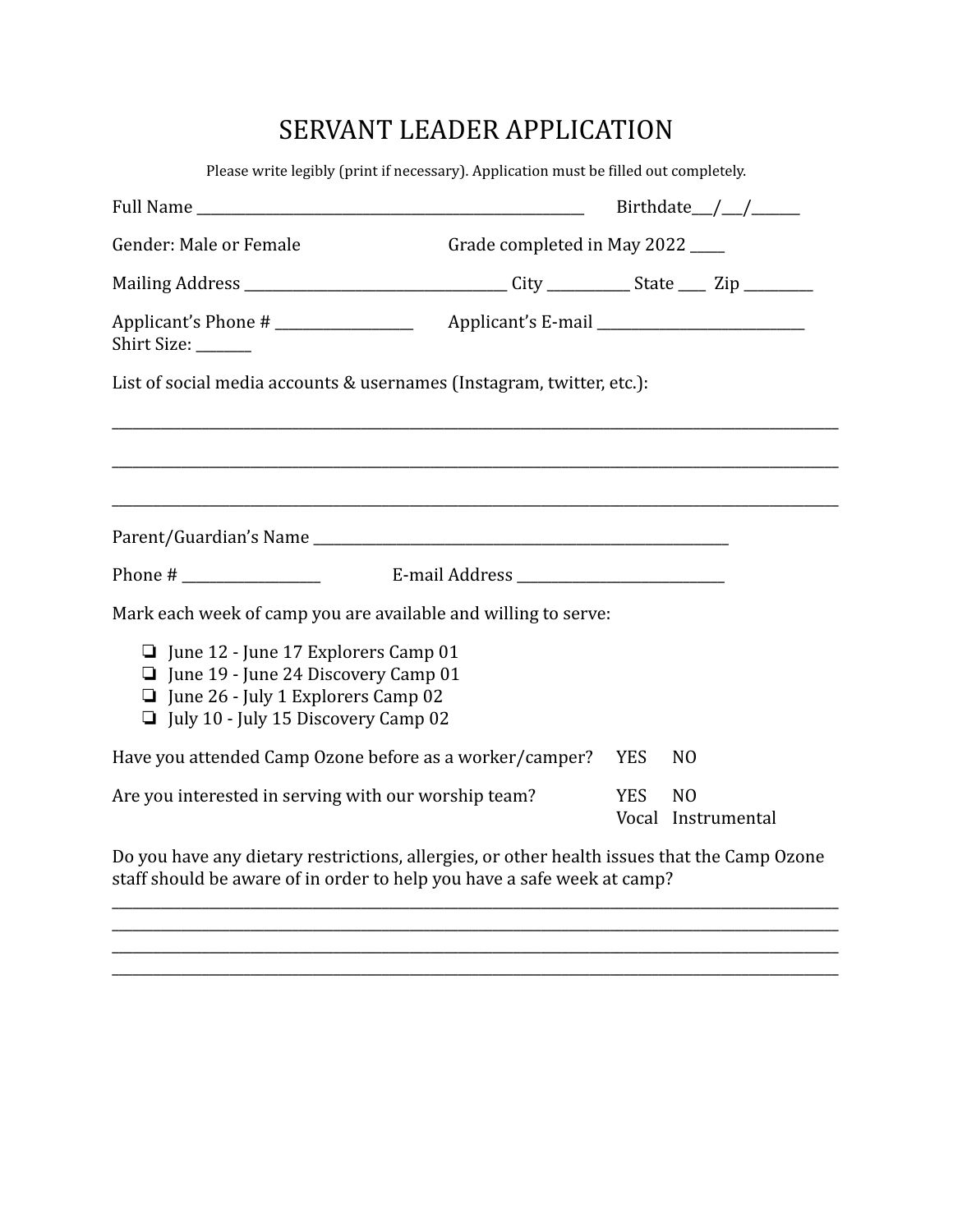# SERVANT LEADER APPLICATION

Please write legibly (print if necessary). Application must be filled out completely.

Full Name ____________________________________________________ Birthdate___/___/_______

Gender: Male or Female Grade completed in May 2022 _____

Mailing Address ____________________________________ City ___________ State ____ Zip _________

Applicant's Phone # ___________________ Applicant's E-mail ____________________________
Shirt Size: ________

List of social media accounts & usernames (Instagram, twitter, etc.):

_____________________________________________________________________________________________________

_____________________________________________________________________________________________________

_____________________________________________________________________________________________________

Parent/Guardian's Name __________________________________________________________

Phone # ___________________ E-mail Address ____________________________

Mark each week of camp you are available and willing to serve:

- ❏ June 12 - June 17 Explorers Camp 01
- ❏ June 19 - June 24 Discovery Camp 01
- ❏ June 26 - July 1 Explorers Camp 02
- ❏ July 10 - July 15 Discovery Camp 02

Have you attended Camp Ozone before as a worker/camper? YES NO

Are you interested in serving with our worship team? YES NO
Vocal Instrumental

Do you have any dietary restrictions, allergies, or other health issues that the Camp Ozone staff should be aware of in order to help you have a safe week at camp?

_____________________________________________________________________________________________________
_____________________________________________________________________________________________________
_____________________________________________________________________________________________________
_____________________________________________________________________________________________________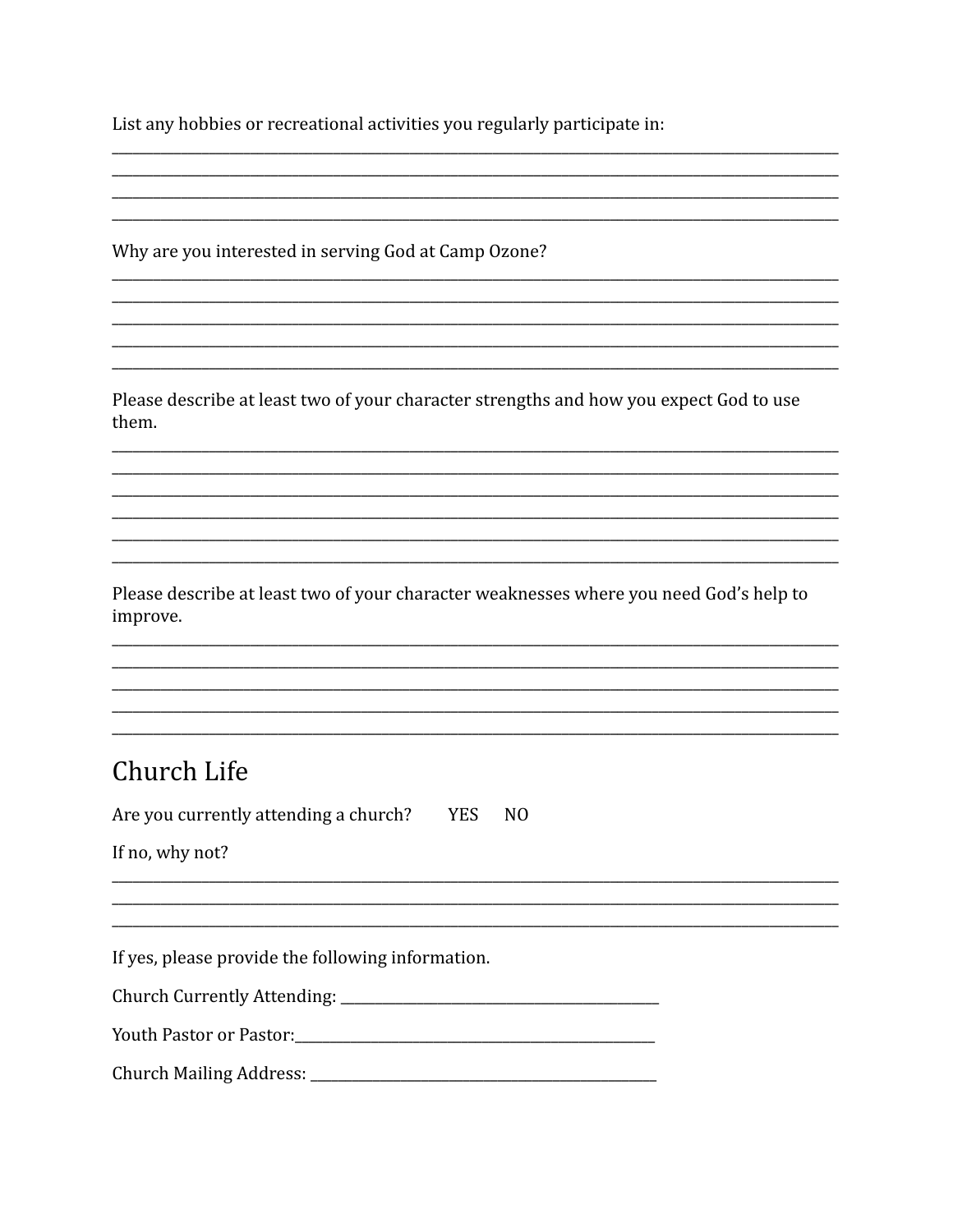List any hobbies or recreational activities you regularly participate in:

____________________________________________________________________________________________
____________________________________________________________________________________________
____________________________________________________________________________________________
____________________________________________________________________________________________

Why are you interested in serving God at Camp Ozone?

____________________________________________________________________________________________
____________________________________________________________________________________________
____________________________________________________________________________________________
____________________________________________________________________________________________
____________________________________________________________________________________________

Please describe at least two of your character strengths and how you expect God to use them.

____________________________________________________________________________________________
____________________________________________________________________________________________
____________________________________________________________________________________________
____________________________________________________________________________________________
____________________________________________________________________________________________
____________________________________________________________________________________________

Please describe at least two of your character weaknesses where you need God's help to improve.

____________________________________________________________________________________________
____________________________________________________________________________________________
____________________________________________________________________________________________
____________________________________________________________________________________________
____________________________________________________________________________________________

## Church Life

Are you currently attending a church? YES NO

If no, why not?

____________________________________________________________________________________________
____________________________________________________________________________________________
____________________________________________________________________________________________

If yes, please provide the following information.

Church Currently Attending: ________________________________________

Youth Pastor or Pastor:________________________________________________

Church Mailing Address: ____________________________________________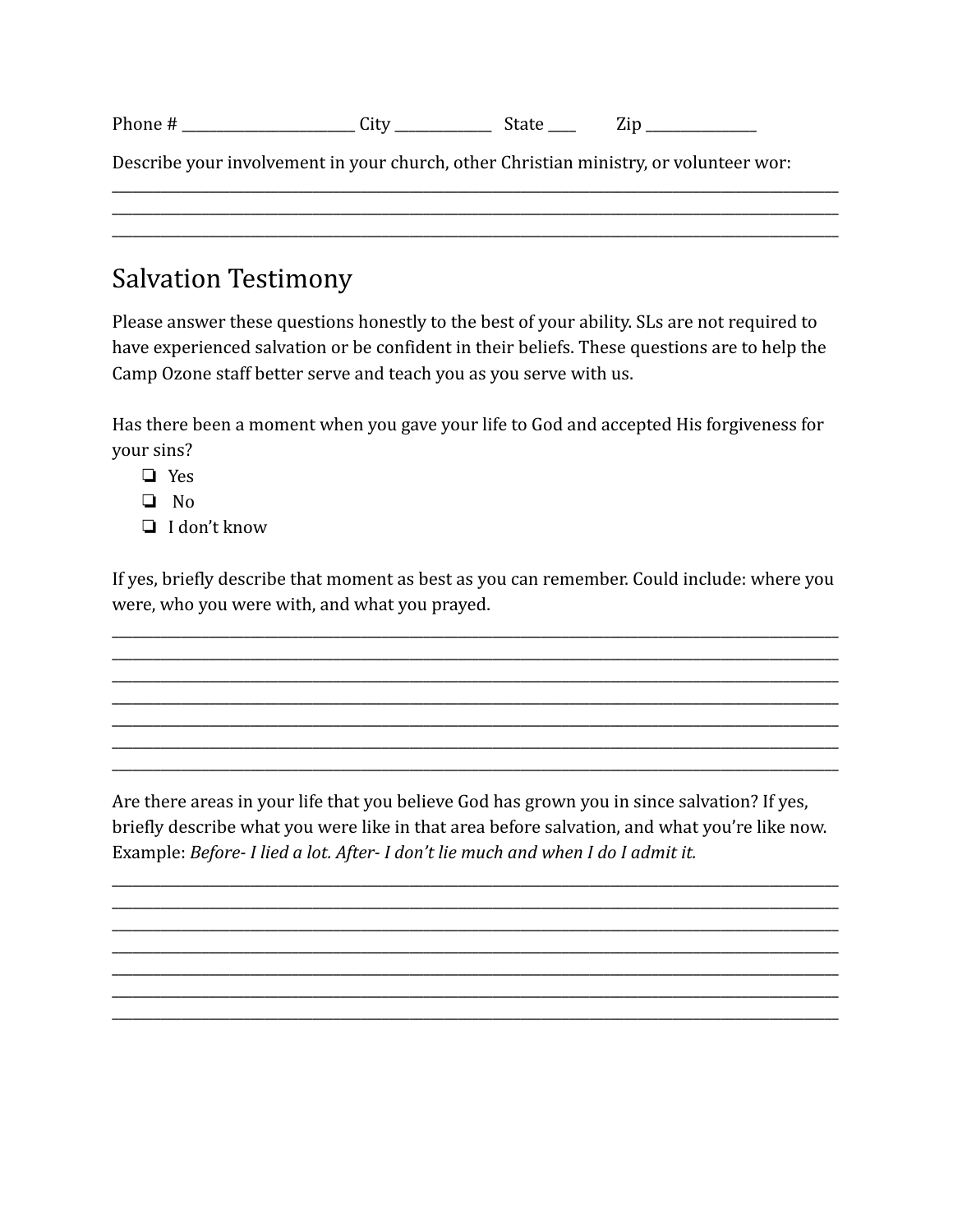Phone # ________________________ City _____________ State ____ Zip _______________

Describe your involvement in your church, other Christian ministry, or volunteer wor:
____________________________________________________________________________________________
____________________________________________________________________________________________
____________________________________________________________________________________________

## Salvation Testimony

Please answer these questions honestly to the best of your ability. SLs are not required to have experienced salvation or be confident in their beliefs. These questions are to help the Camp Ozone staff better serve and teach you as you serve with us.

Has there been a moment when you gave your life to God and accepted His forgiveness for your sins?

- ❏ Yes
- ❏ No
- ❏ I don't know

If yes, briefly describe that moment as best as you can remember. Could include: where you were, who you were with, and what you prayed.
____________________________________________________________________________________________
____________________________________________________________________________________________
____________________________________________________________________________________________
____________________________________________________________________________________________
____________________________________________________________________________________________
____________________________________________________________________________________________
____________________________________________________________________________________________

Are there areas in your life that you believe God has grown you in since salvation? If yes, briefly describe what you were like in that area before salvation, and what you're like now. Example: *Before- I lied a lot. After- I don't lie much and when I do I admit it.*
____________________________________________________________________________________________
____________________________________________________________________________________________
____________________________________________________________________________________________
____________________________________________________________________________________________
____________________________________________________________________________________________
____________________________________________________________________________________________
____________________________________________________________________________________________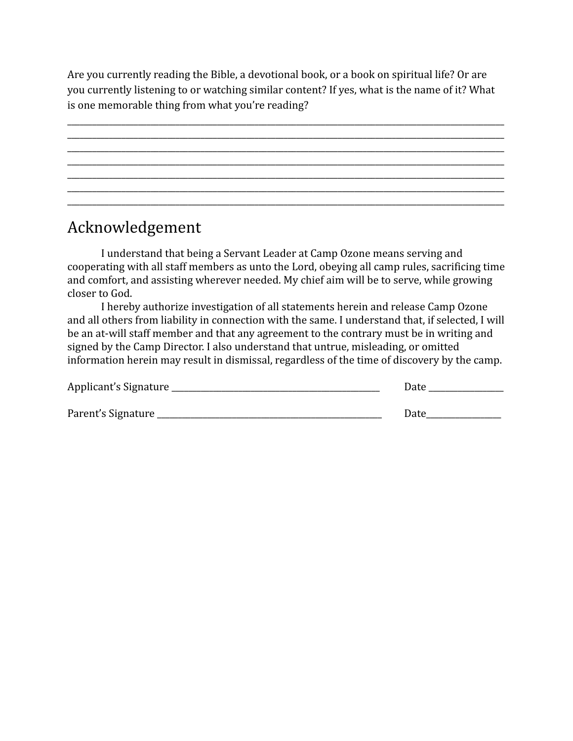Are you currently reading the Bible, a devotional book, or a book on spiritual life? Or are you currently listening to or watching similar content? If yes, what is the name of it? What is one memorable thing from what you're reading?

______________________________________________________________________________________________
______________________________________________________________________________________________
______________________________________________________________________________________________
______________________________________________________________________________________________
______________________________________________________________________________________________
______________________________________________________________________________________________
______________________________________________________________________________________________

# Acknowledgement

I understand that being a Servant Leader at Camp Ozone means serving and cooperating with all staff members as unto the Lord, obeying all camp rules, sacrificing time and comfort, and assisting wherever needed. My chief aim will be to serve, while growing closer to God.

I hereby authorize investigation of all statements herein and release Camp Ozone and all others from liability in connection with the same. I understand that, if selected, I will be an at-will staff member and that any agreement to the contrary must be in writing and signed by the Camp Director. I also understand that untrue, misleading, or omitted information herein may result in dismissal, regardless of the time of discovery by the camp.

Applicant's Signature ____________________________________________ Date _______________

Parent's Signature ________________________________________________ Date_______________